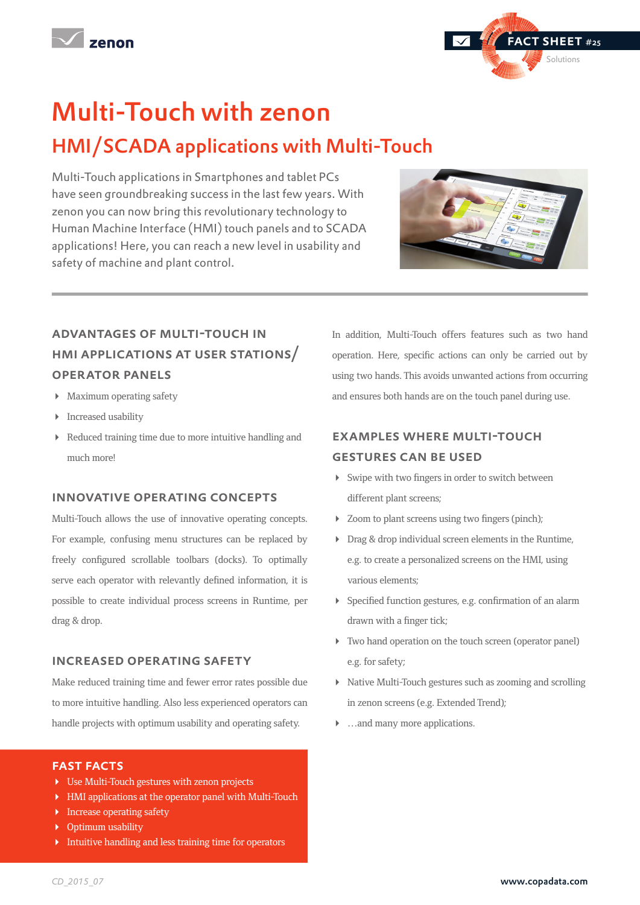# Multi-Touch with zenon

## HMI/SCADA applications with Multi-Touch

Multi-Touch applications in Smartphones and tablet PCs have seen groundbreaking success in the last few years. With zenon you can now bring this revolutionary technology to Human Machine Interface (HMI) touch panels and to SCADA applications! Here, you can reach a new level in usability and safety of machine and plant control.

### ADVANTAGES OF MULTI-TOUCH IN HMI APPLICATIONS AT USER STATIONS/ OPERATOR PANELS

- Maximum operating safety
- Increased usability
- Reduced training time due to more intuitive handling and much more!

### INNOVATIVE OPERATING CONCEPTS

Multi-Touch allows the use of innovative operating concepts. For example, confusing menu structures can be replaced by freely configured scrollable toolbars (docks). To optimally serve each operator with relevantly defined information, it is possible to create individual process screens in Runtime, per drag & drop.

### INCREASED OPERATING SAFETY

Make reduced training time and fewer error rates possible due to more intuitive handling. Also less experienced operators can handle projects with optimum usability and operating safety.

In addition, Multi-Touch offers features such as two hand operation. Here, specific actions can only be carried out by using two hands. This avoids unwanted actions from occurring and ensures both hands are on the touch panel during use.

### EXAMPLES WHERE MULTI-TOUCH GESTURES CAN BE USED

- Swipe with two fingers in order to switch between different plant screens;
- Zoom to plant screens using two fingers (pinch);
- Drag & drop individual screen elements in the Runtime, e.g. to create a personalized screens on the HMI, using various elements;
- Specified function gestures, e.g. confirmation of an alarm drawn with a finger tick;
- Two hand operation on the touch screen (operator panel) e.g. for safety;
- Native Multi-Touch gestures such as zooming and scrolling in zenon screens (e.g. Extended Trend);
- …and many more applications.

### FAST FACTS

- Use Multi-Touch gestures with zenon projects
- HMI applications at the operator panel with Multi-Touch
- Increase operating safety
- Optimum usability
- Intuitive handling and less training time for operators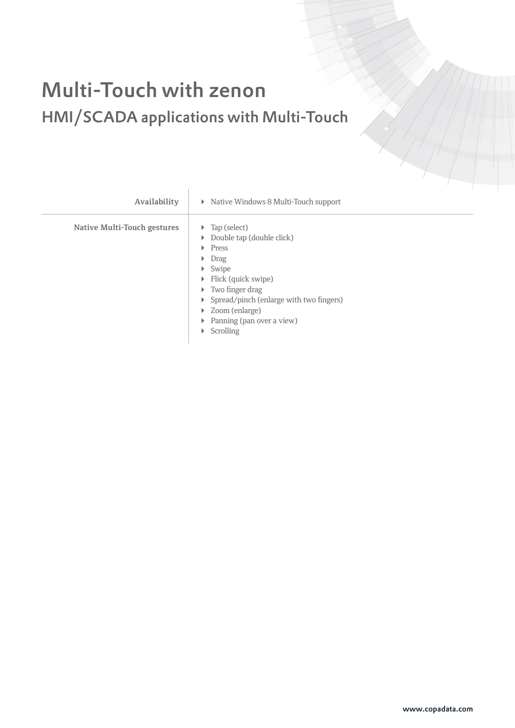# Multi-Touch with zenon

## HMI/SCADA applications with Multi-Touch

| | |
|---|---|
| **Availability** | - Native Windows 8 Multi-Touch support |
| **Native Multi-Touch gestures** | - Tap (select)<br>- Double tap (double click)<br>- Press<br>- Drag<br>- Swipe<br>- Flick (quick swipe)<br>- Two finger drag<br>- Spread/pinch (enlarge with two fingers)<br>- Zoom (enlarge)<br>- Panning (pan over a view)<br>- Scrolling |